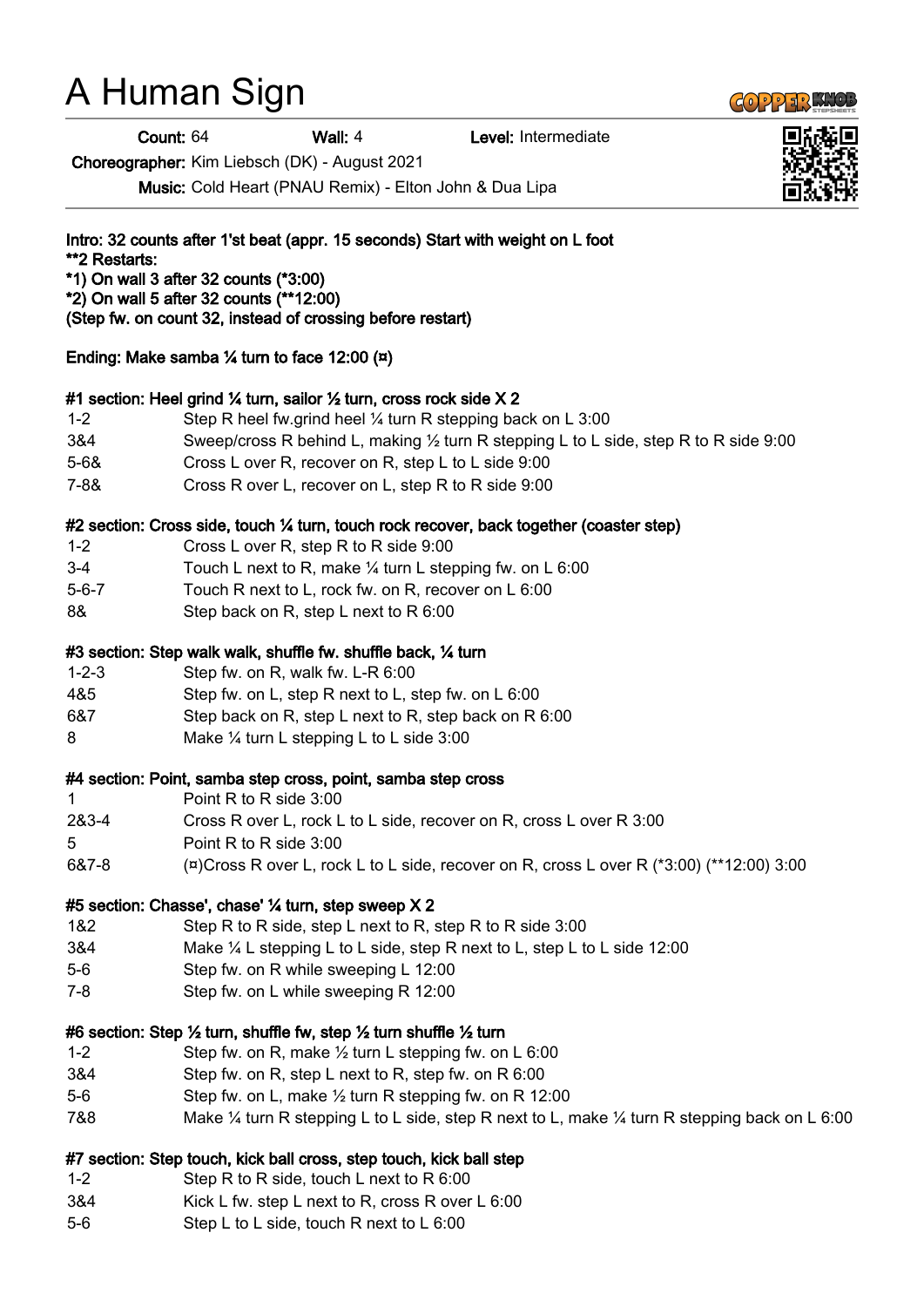# A Human Sign

**Count:** 64 **Wall:** 4 **Level:** Intermediate

**Choreographer:** Kim Liebsch (DK) - August 2021

**Music:** Cold Heart (PNAU Remix) - Elton John & Dua Lipa

**Intro: 32 counts after 1'st beat (appr. 15 seconds) Start with weight on L foot**
**\*\*2 Restarts:**
**\*1) On wall 3 after 32 counts (\*3:00)**
**\*2) On wall 5 after 32 counts (\*\*12:00)**
**(Step fw. on count 32, instead of crossing before restart)**

**Ending: Make samba ¼ turn to face 12:00 (¤)**

**#1 section: Heel grind ¼ turn, sailor ½ turn, cross rock side X 2**

| | |
|---|---|
| 1-2 | Step R heel fw.grind heel ¼ turn R stepping back on L 3:00 |
| 3&4 | Sweep/cross R behind L, making ½ turn R stepping L to L side, step R to R side 9:00 |
| 5-6& | Cross L over R, recover on R, step L to L side 9:00 |
| 7-8& | Cross R over L, recover on L, step R to R side 9:00 |

**#2 section: Cross side, touch ¼ turn, touch rock recover, back together (coaster step)**

| | |
|---|---|
| 1-2 | Cross L over R, step R to R side 9:00 |
| 3-4 | Touch L next to R, make ¼ turn L stepping fw. on L 6:00 |
| 5-6-7 | Touch R next to L, rock fw. on R, recover on L 6:00 |
| 8& | Step back on R, step L next to R 6:00 |

**#3 section: Step walk walk, shuffle fw. shuffle back, ¼ turn**

| | |
|---|---|
| 1-2-3 | Step fw. on R, walk fw. L-R 6:00 |
| 4&5 | Step fw. on L, step R next to L, step fw. on L 6:00 |
| 6&7 | Step back on R, step L next to R, step back on R 6:00 |
| 8 | Make ¼ turn L stepping L to L side 3:00 |

**#4 section: Point, samba step cross, point, samba step cross**

| | |
|---|---|
| 1 | Point R to R side 3:00 |
| 2&3-4 | Cross R over L, rock L to L side, recover on R, cross L over R 3:00 |
| 5 | Point R to R side 3:00 |
| 6&7-8 | (¤)Cross R over L, rock L to L side, recover on R, cross L over R (\*3:00) (\*\*12:00) 3:00 |

**#5 section: Chasse', chase' ¼ turn, step sweep X 2**

| | |
|---|---|
| 1&2 | Step R to R side, step L next to R, step R to R side 3:00 |
| 3&4 | Make ¼ L stepping L to L side, step R next to L, step L to L side 12:00 |
| 5-6 | Step fw. on R while sweeping L 12:00 |
| 7-8 | Step fw. on L while sweeping R 12:00 |

**#6 section: Step ½ turn, shuffle fw, step ½ turn shuffle ½ turn**

| | |
|---|---|
| 1-2 | Step fw. on R, make ½ turn L stepping fw. on L 6:00 |
| 3&4 | Step fw. on R, step L next to R, step fw. on R 6:00 |
| 5-6 | Step fw. on L, make ½ turn R stepping fw. on R 12:00 |
| 7&8 | Make ¼ turn R stepping L to L side, step R next to L, make ¼ turn R stepping back on L 6:00 |

**#7 section: Step touch, kick ball cross, step touch, kick ball step**

| | |
|---|---|
| 1-2 | Step R to R side, touch L next to R 6:00 |
| 3&4 | Kick L fw. step L next to R, cross R over L 6:00 |
| 5-6 | Step L to L side, touch R next to L 6:00 |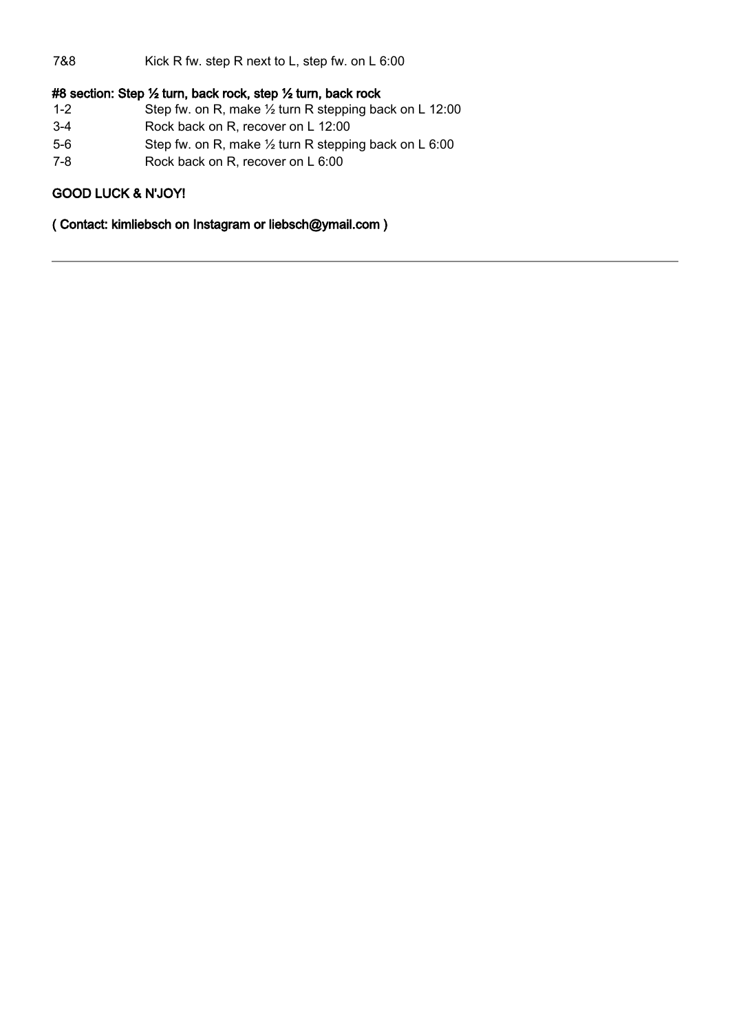7&8 Kick R fw. step R next to L, step fw. on L 6:00

**#8 section: Step ½ turn, back rock, step ½ turn, back rock**

1-2 Step fw. on R, make ½ turn R stepping back on L 12:00
3-4 Rock back on R, recover on L 12:00
5-6 Step fw. on R, make ½ turn R stepping back on L 6:00
7-8 Rock back on R, recover on L 6:00

**GOOD LUCK & N'JOY!**

**( Contact: kimliebsch on Instagram or liebsch@ymail.com )**

---